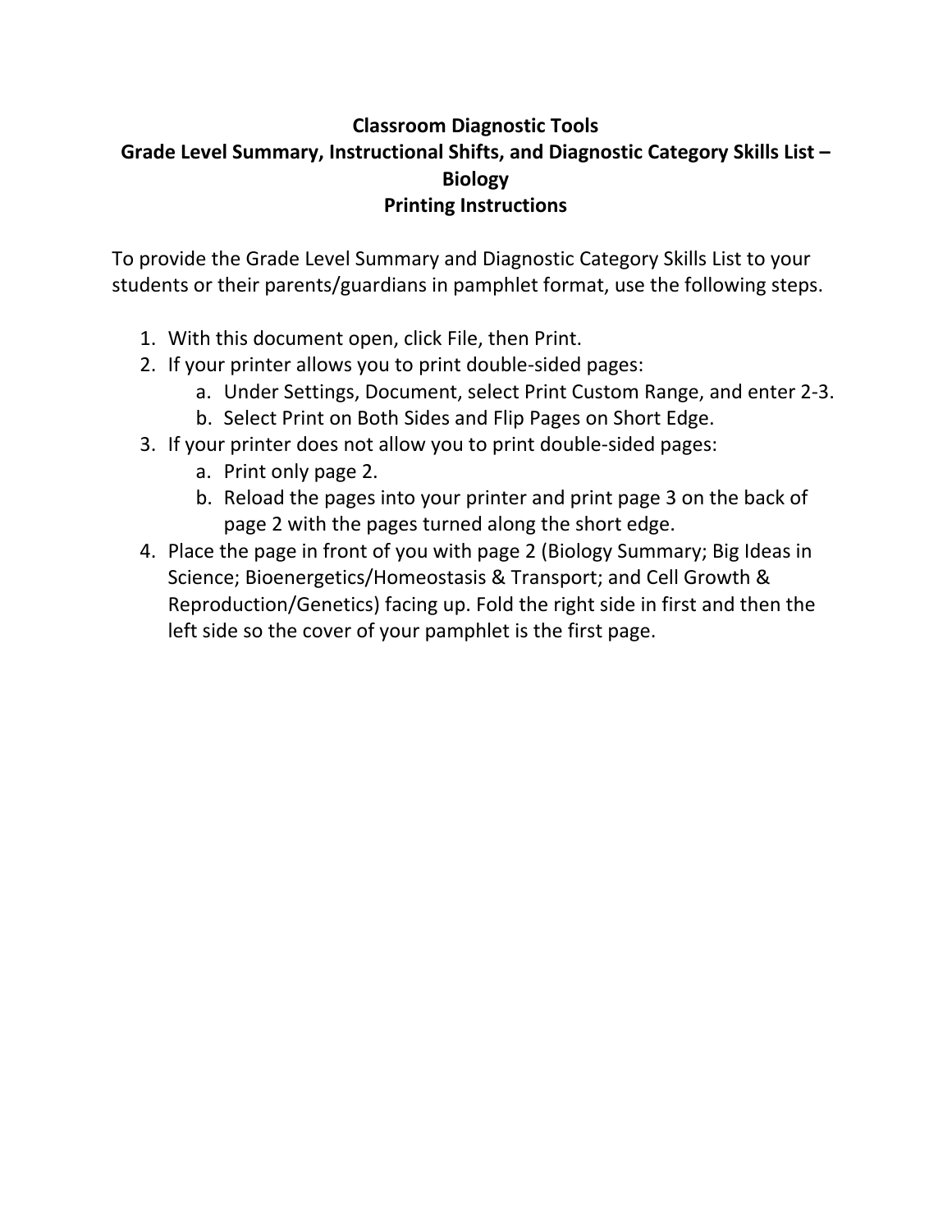# Classroom Diagnostic Tools

## Grade Level Summary, Instructional Shifts, and Diagnostic Category Skills List – Biology

## Printing Instructions

To provide the Grade Level Summary and Diagnostic Category Skills List to your students or their parents/guardians in pamphlet format, use the following steps.

1. With this document open, click File, then Print.
2. If your printer allows you to print double-sided pages:
   a. Under Settings, Document, select Print Custom Range, and enter 2-3.
   b. Select Print on Both Sides and Flip Pages on Short Edge.
3. If your printer does not allow you to print double-sided pages:
   a. Print only page 2.
   b. Reload the pages into your printer and print page 3 on the back of page 2 with the pages turned along the short edge.
4. Place the page in front of you with page 2 (Biology Summary; Big Ideas in Science; Bioenergetics/Homeostasis & Transport; and Cell Growth & Reproduction/Genetics) facing up. Fold the right side in first and then the left side so the cover of your pamphlet is the first page.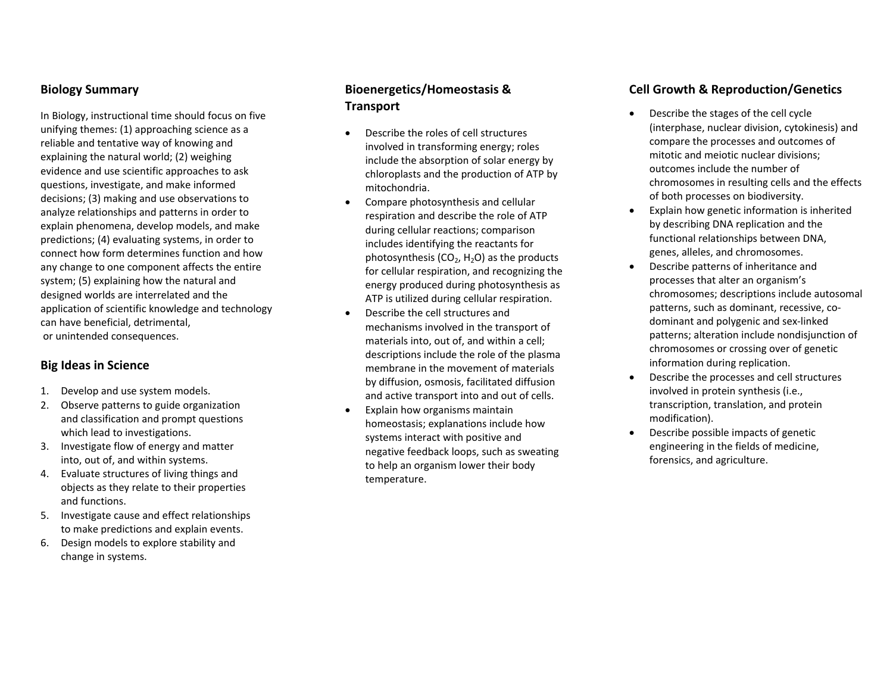## Biology Summary

In Biology, instructional time should focus on five unifying themes: (1) approaching science as a reliable and tentative way of knowing and explaining the natural world; (2) weighing evidence and use scientific approaches to ask questions, investigate, and make informed decisions; (3) making and use observations to analyze relationships and patterns in order to explain phenomena, develop models, and make predictions; (4) evaluating systems, in order to connect how form determines function and how any change to one component affects the entire system; (5) explaining how the natural and designed worlds are interrelated and the application of scientific knowledge and technology can have beneficial, detrimental, or unintended consequences.

## Big Ideas in Science

1. Develop and use system models.
2. Observe patterns to guide organization and classification and prompt questions which lead to investigations.
3. Investigate flow of energy and matter into, out of, and within systems.
4. Evaluate structures of living things and objects as they relate to their properties and functions.
5. Investigate cause and effect relationships to make predictions and explain events.
6. Design models to explore stability and change in systems.

## Bioenergetics/Homeostasis & Transport

- Describe the roles of cell structures involved in transforming energy; roles include the absorption of solar energy by chloroplasts and the production of ATP by mitochondria.
- Compare photosynthesis and cellular respiration and describe the role of ATP during cellular reactions; comparison includes identifying the reactants for photosynthesis ($CO_2$, $H_2O$) as the products for cellular respiration, and recognizing the energy produced during photosynthesis as ATP is utilized during cellular respiration.
- Describe the cell structures and mechanisms involved in the transport of materials into, out of, and within a cell; descriptions include the role of the plasma membrane in the movement of materials by diffusion, osmosis, facilitated diffusion and active transport into and out of cells.
- Explain how organisms maintain homeostasis; explanations include how systems interact with positive and negative feedback loops, such as sweating to help an organism lower their body temperature.

## Cell Growth & Reproduction/Genetics

- Describe the stages of the cell cycle (interphase, nuclear division, cytokinesis) and compare the processes and outcomes of mitotic and meiotic nuclear divisions; outcomes include the number of chromosomes in resulting cells and the effects of both processes on biodiversity.
- Explain how genetic information is inherited by describing DNA replication and the functional relationships between DNA, genes, alleles, and chromosomes.
- Describe patterns of inheritance and processes that alter an organism's chromosomes; descriptions include autosomal patterns, such as dominant, recessive, co-dominant and polygenic and sex-linked patterns; alteration include nondisjunction of chromosomes or crossing over of genetic information during replication.
- Describe the processes and cell structures involved in protein synthesis (i.e., transcription, translation, and protein modification).
- Describe possible impacts of genetic engineering in the fields of medicine, forensics, and agriculture.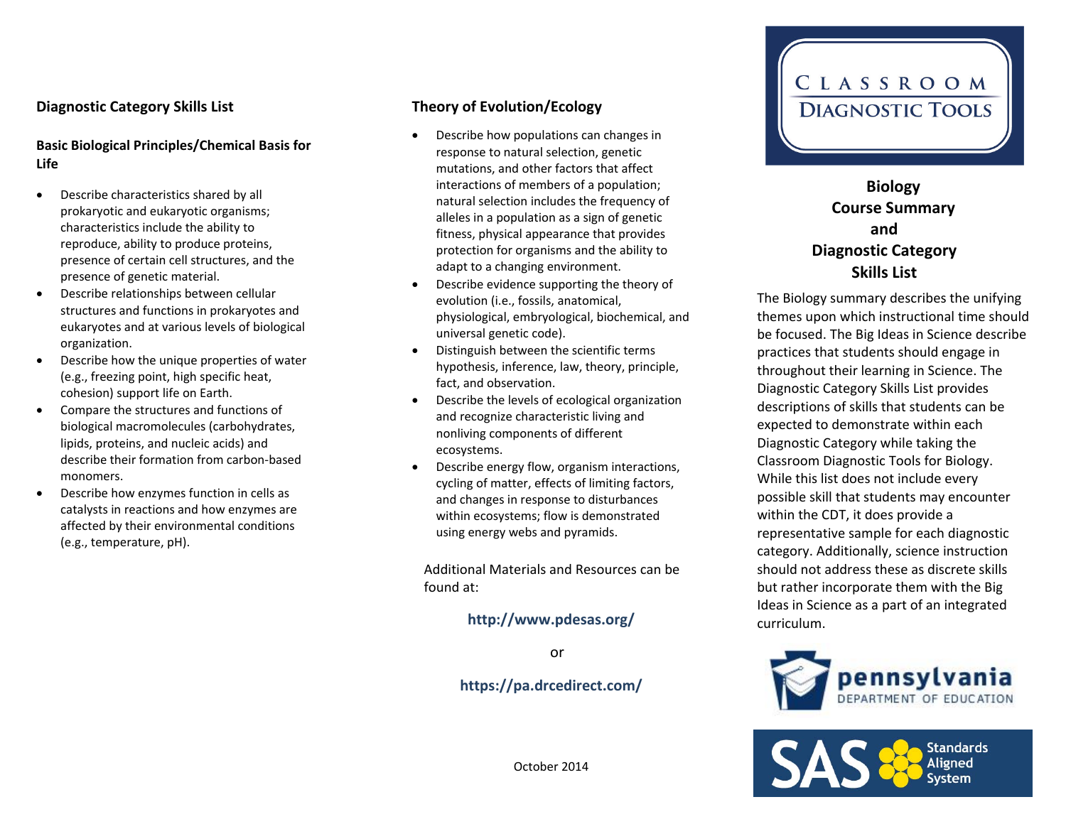## Diagnostic Category Skills List

### Basic Biological Principles/Chemical Basis for Life

- Describe characteristics shared by all prokaryotic and eukaryotic organisms; characteristics include the ability to reproduce, ability to produce proteins, presence of certain cell structures, and the presence of genetic material.
- Describe relationships between cellular structures and functions in prokaryotes and eukaryotes and at various levels of biological organization.
- Describe how the unique properties of water (e.g., freezing point, high specific heat, cohesion) support life on Earth.
- Compare the structures and functions of biological macromolecules (carbohydrates, lipids, proteins, and nucleic acids) and describe their formation from carbon-based monomers.
- Describe how enzymes function in cells as catalysts in reactions and how enzymes are affected by their environmental conditions (e.g., temperature, pH).

### Theory of Evolution/Ecology

- Describe how populations can changes in response to natural selection, genetic mutations, and other factors that affect interactions of members of a population; natural selection includes the frequency of alleles in a population as a sign of genetic fitness, physical appearance that provides protection for organisms and the ability to adapt to a changing environment.
- Describe evidence supporting the theory of evolution (i.e., fossils, anatomical, physiological, embryological, biochemical, and universal genetic code).
- Distinguish between the scientific terms hypothesis, inference, law, theory, principle, fact, and observation.
- Describe the levels of ecological organization and recognize characteristic living and nonliving components of different ecosystems.
- Describe energy flow, organism interactions, cycling of matter, effects of limiting factors, and changes in response to disturbances within ecosystems; flow is demonstrated using energy webs and pyramids.

Additional Materials and Resources can be found at:

**http://www.pdesas.org/**

or

**https://pa.drcedirect.com/**

October 2014

# Classroom Diagnostic Tools

## Biology Course Summary and Diagnostic Category Skills List

The Biology summary describes the unifying themes upon which instructional time should be focused. The Big Ideas in Science describe practices that students should engage in throughout their learning in Science. The Diagnostic Category Skills List provides descriptions of skills that students can be expected to demonstrate within each Diagnostic Category while taking the Classroom Diagnostic Tools for Biology. While this list does not include every possible skill that students may encounter within the CDT, it does provide a representative sample for each diagnostic category. Additionally, science instruction should not address these as discrete skills but rather incorporate them with the Big Ideas in Science as a part of an integrated curriculum.

pennsylvania DEPARTMENT OF EDUCATION

SAS Standards Aligned System